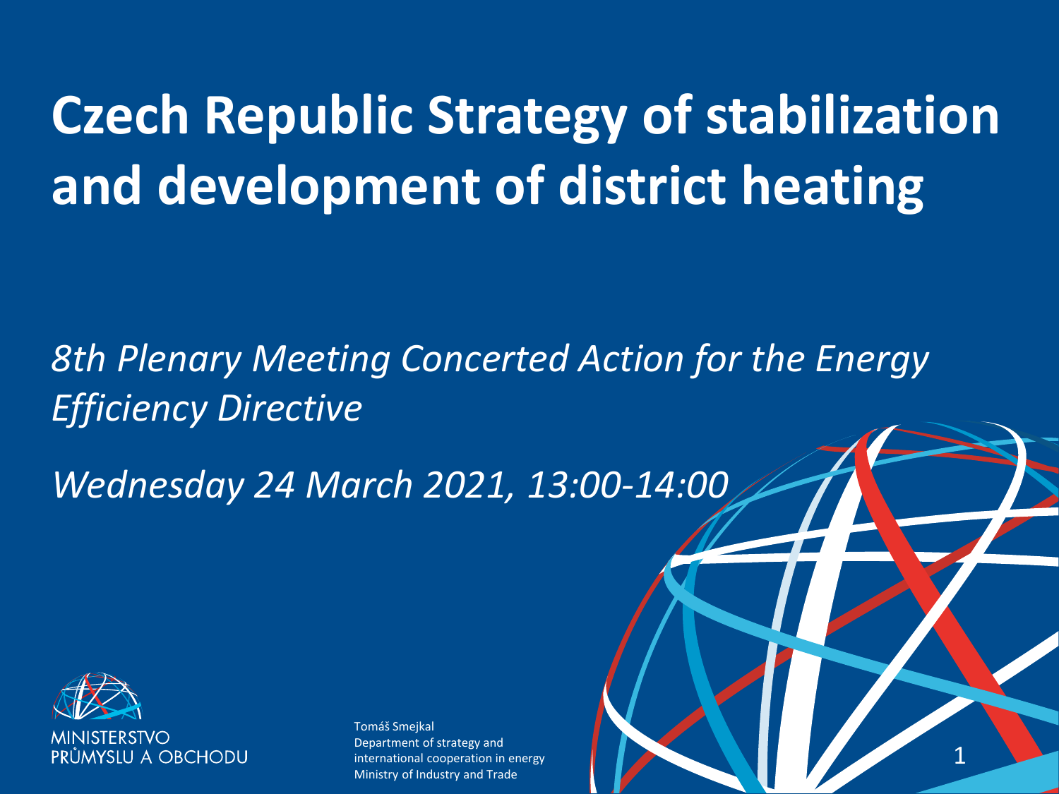# Czech Republic Strategy of stabilization and development of district heating

*8th Plenary Meeting Concerted Action for the Energy Efficiency Directive*

*Wednesday 24 March 2021, 13:00-14:00*

MINISTERSTVO PRŮMYSLU A OBCHODU

Tomáš Smejkal
Department of strategy and international cooperation in energy
Ministry of Industry and Trade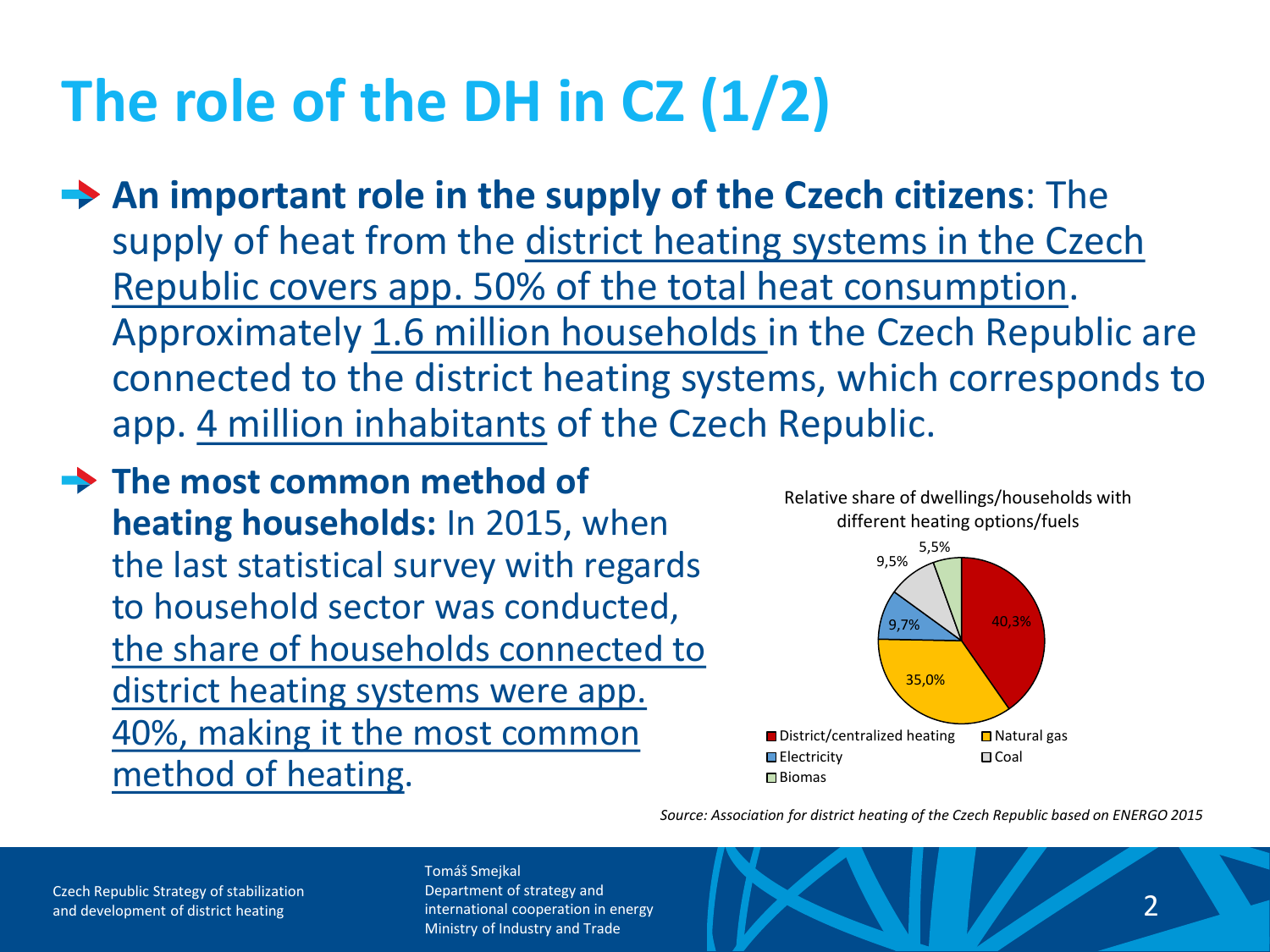# The role of the DH in CZ (1/2)

- **An important role in the supply of the Czech citizens**: The supply of heat from the district heating systems in the Czech Republic covers app. 50% of the total heat consumption. Approximately 1.6 million households in the Czech Republic are connected to the district heating systems, which corresponds to app. 4 million inhabitants of the Czech Republic.
- **The most common method of heating households:** In 2015, when the last statistical survey with regards to household sector was conducted, the share of households connected to district heating systems were app. 40%, making it the most common method of heating.

Relative share of dwellings/households with different heating options/fuels

| Heating option/fuel | Share |
| --- | --- |
| District/centralized heating | 40,3% |
| Natural gas | 35,0% |
| Electricity | 9,7% |
| Coal | 9,5% |
| Biomas | 5,5% |

*Source: Association for district heating of the Czech Republic based on ENERGO 2015*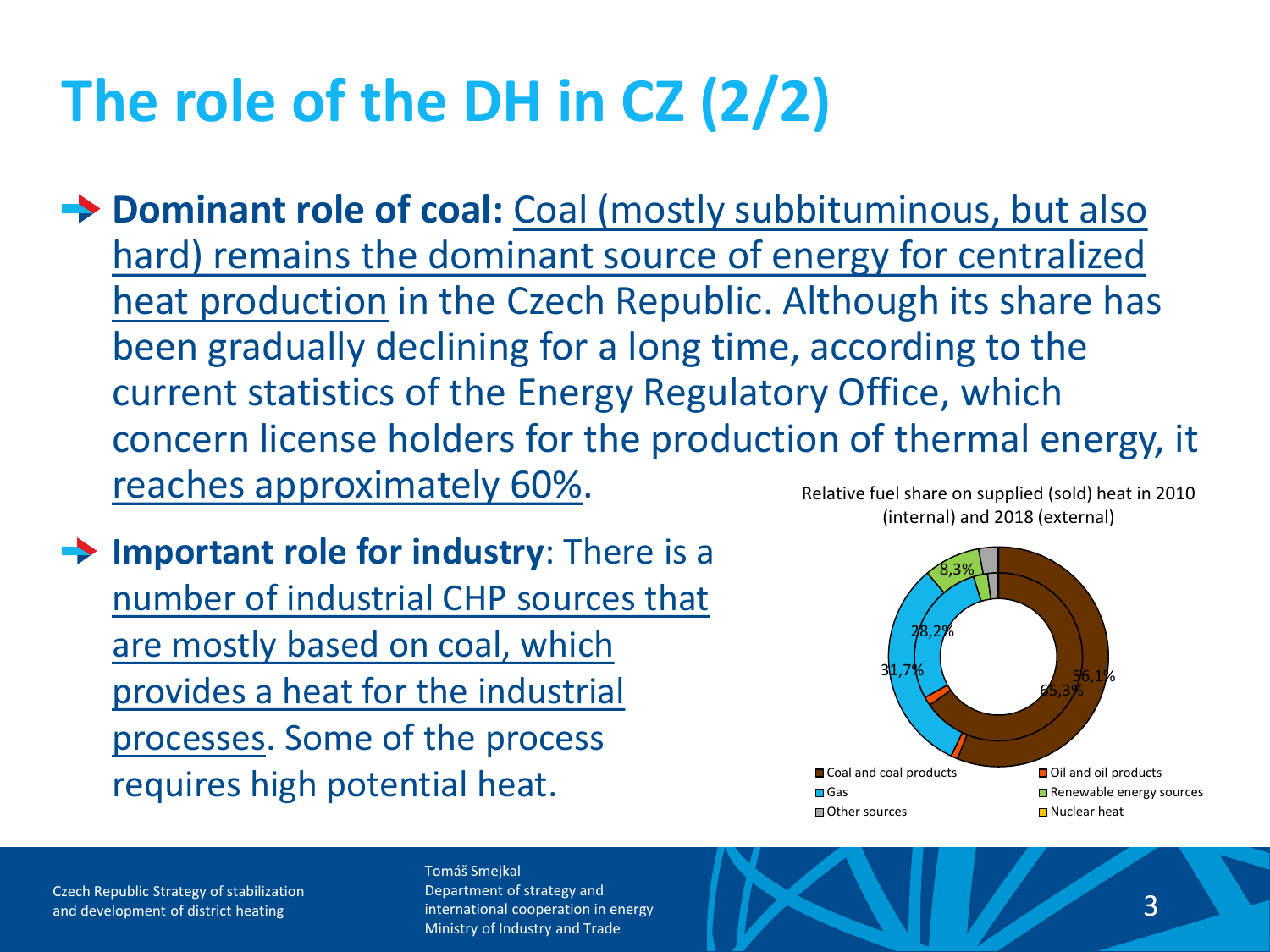# The role of the DH in CZ (2/2)

- **Dominant role of coal:** Coal (mostly subbituminous, but also hard) remains the dominant source of energy for centralized heat production in the Czech Republic. Although its share has been gradually declining for a long time, according to the current statistics of the Energy Regulatory Office, which concern license holders for the production of thermal energy, it reaches approximately 60%.

- **Important role for industry**: There is a number of industrial CHP sources that are mostly based on coal, which provides a heat for the industrial processes. Some of the process requires high potential heat.

Relative fuel share on supplied (sold) heat in 2010 (internal) and 2018 (external)

8,3%
28,2%
31,7%
56,1%
65,3%

Coal and coal products · Oil and oil products · Gas · Renewable energy sources · Other sources · Nuclear heat

Czech Republic Strategy of stabilization and development of district heating

Tomáš Smejkal
Department of strategy and international cooperation in energy
Ministry of Industry and Trade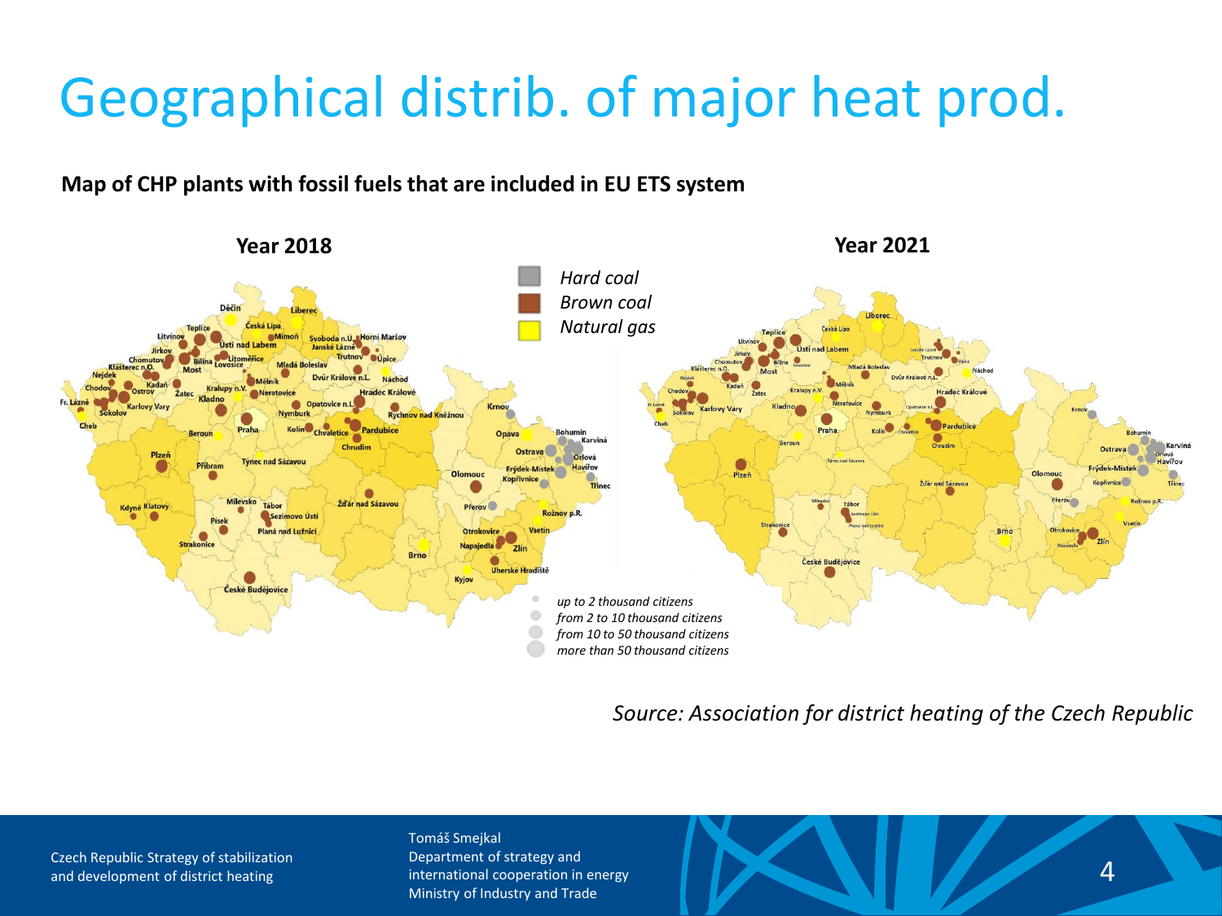# Geographical distrib. of major heat prod.

**Map of CHP plants with fossil fuels that are included in EU ETS system**

**Year 2018**

**Year 2021**

*Hard coal*
*Brown coal*
*Natural gas*

*up to 2 thousand citizens*
*from 2 to 10 thousand citizens*
*from 10 to 50 thousand citizens*
*more than 50 thousand citizens*

*Source: Association for district heating of the Czech Republic*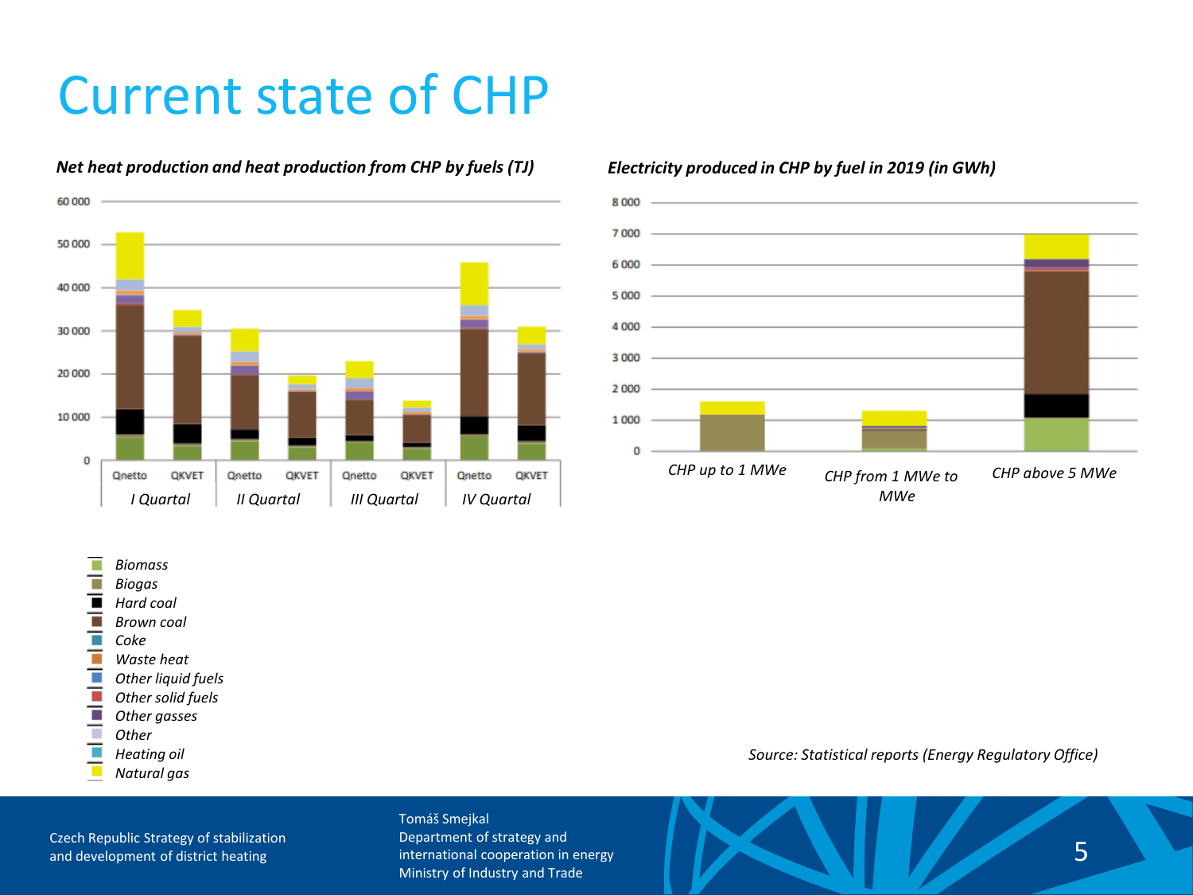# Current state of CHP

***Net heat production and heat production from CHP by fuels (TJ)***

60 000
50 000
40 000
30 000
20 000
10 000
0

Qnetto QKVET Qnetto QKVET Qnetto QKVET Qnetto QKVET

*I Quartal* *II Quartal* *III Quartal* *IV Quartal*

***Electricity produced in CHP by fuel in 2019 (in GWh)***

8 000
7 000
6 000
5 000
4 000
3 000
2 000
1 000
0

*CHP up to 1 MWe* *CHP from 1 MWe to MWe* *CHP above 5 MWe*

- *Biomass*
- *Biogas*
- *Hard coal*
- *Brown coal*
- *Coke*
- *Waste heat*
- *Other liquid fuels*
- *Other solid fuels*
- *Other gasses*
- *Other*
- *Heating oil*
- *Natural gas*

*Source: Statistical reports (Energy Regulatory Office)*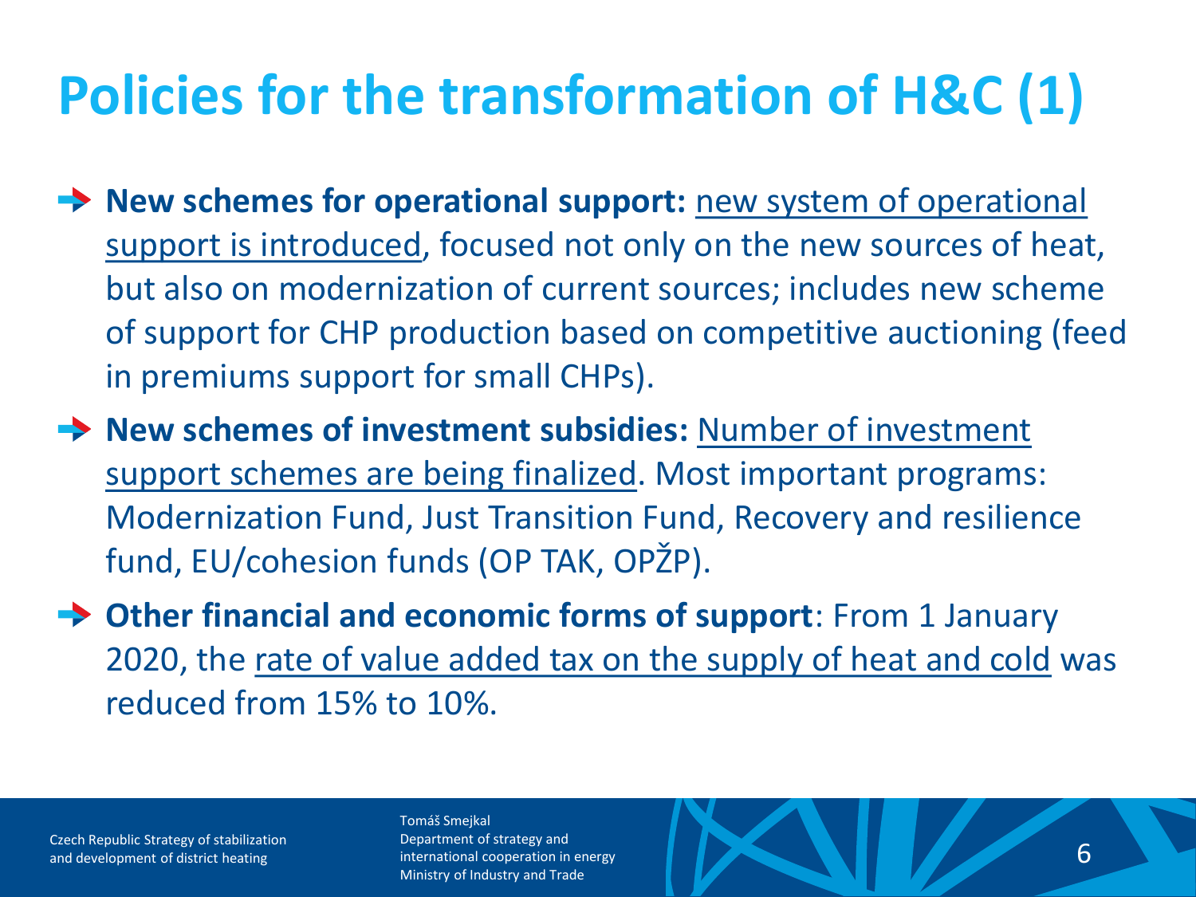# Policies for the transformation of H&C (1)

- **New schemes for operational support:** <u>new system of operational support is introduced</u>, focused not only on the new sources of heat, but also on modernization of current sources; includes new scheme of support for CHP production based on competitive auctioning (feed in premiums support for small CHPs).
- **New schemes of investment subsidies:** <u>Number of investment support schemes are being finalized</u>. Most important programs: Modernization Fund, Just Transition Fund, Recovery and resilience fund, EU/cohesion funds (OP TAK, OPŽP).
- **Other financial and economic forms of support**: From 1 January 2020, the <u>rate of value added tax on the supply of heat and cold</u> was reduced from 15% to 10%.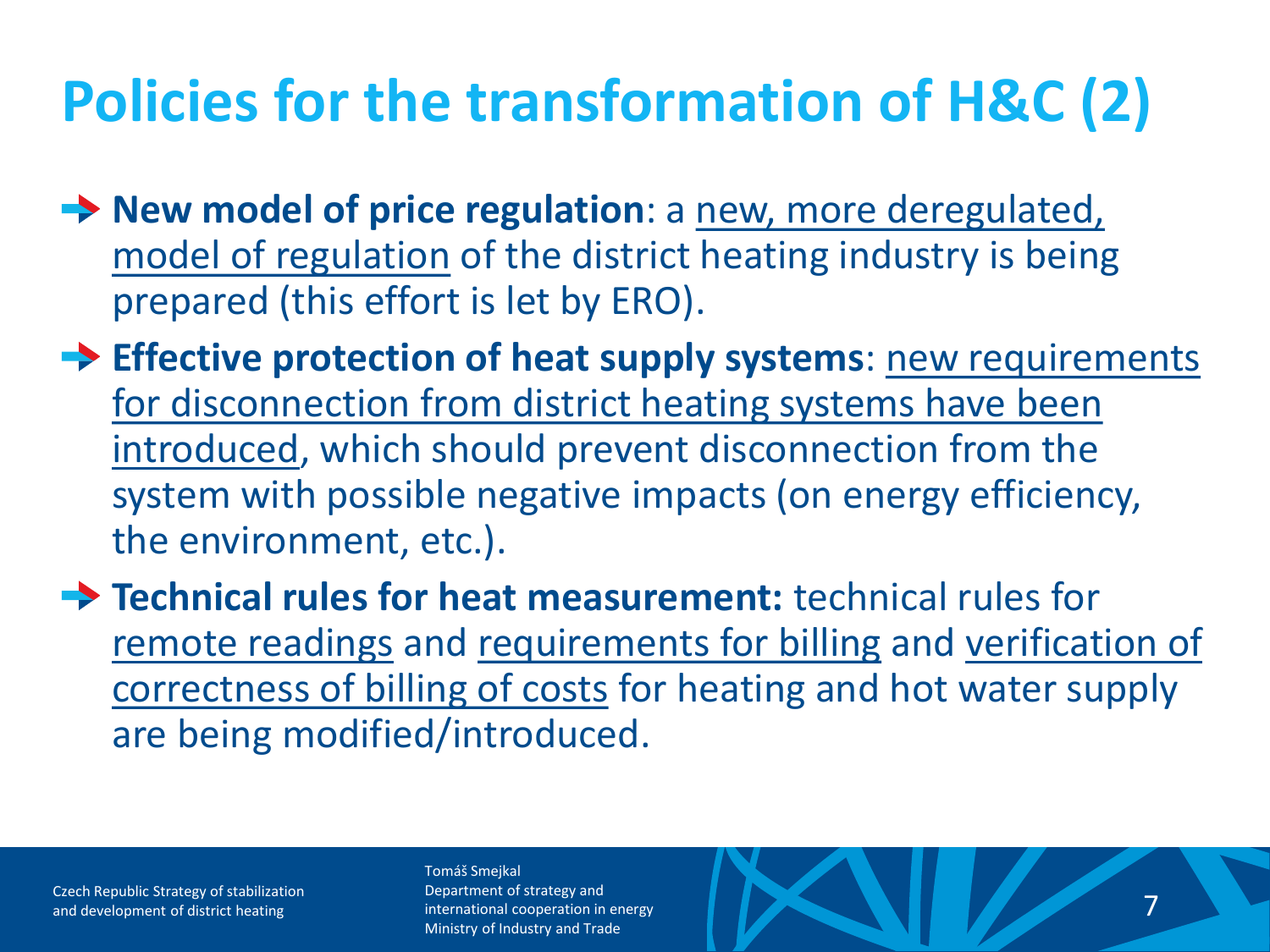# Policies for the transformation of H&C (2)

- **New model of price regulation**: a new, more deregulated, model of regulation of the district heating industry is being prepared (this effort is let by ERO).
- **Effective protection of heat supply systems**: new requirements for disconnection from district heating systems have been introduced, which should prevent disconnection from the system with possible negative impacts (on energy efficiency, the environment, etc.).
- **Technical rules for heat measurement:** technical rules for remote readings and requirements for billing and verification of correctness of billing of costs for heating and hot water supply are being modified/introduced.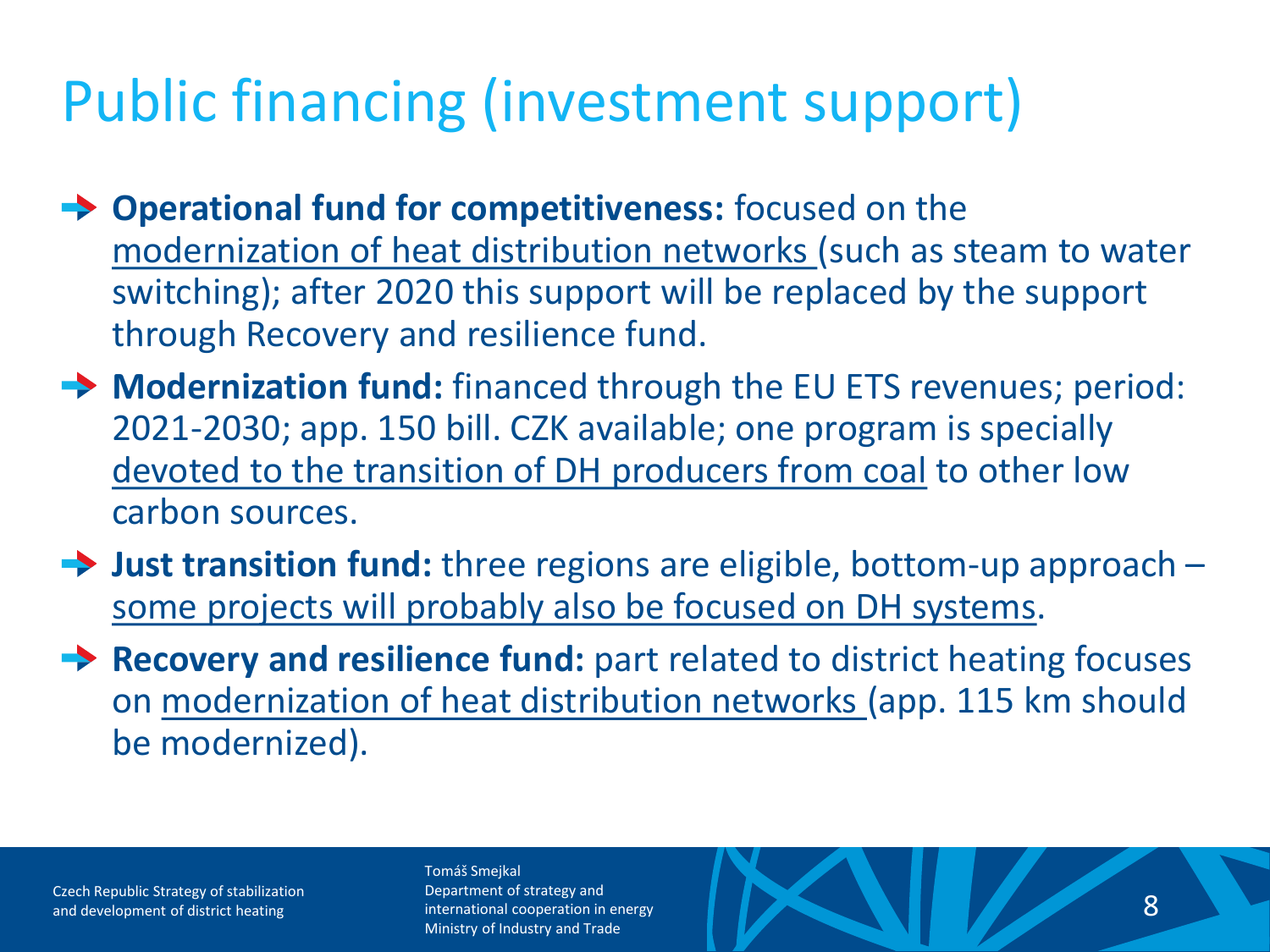# Public financing (investment support)

- **Operational fund for competitiveness:** focused on the modernization of heat distribution networks (such as steam to water switching); after 2020 this support will be replaced by the support through Recovery and resilience fund.
- **Modernization fund:** financed through the EU ETS revenues; period: 2021-2030; app. 150 bill. CZK available; one program is specially devoted to the transition of DH producers from coal to other low carbon sources.
- **Just transition fund:** three regions are eligible, bottom-up approach – some projects will probably also be focused on DH systems.
- **Recovery and resilience fund:** part related to district heating focuses on modernization of heat distribution networks (app. 115 km should be modernized).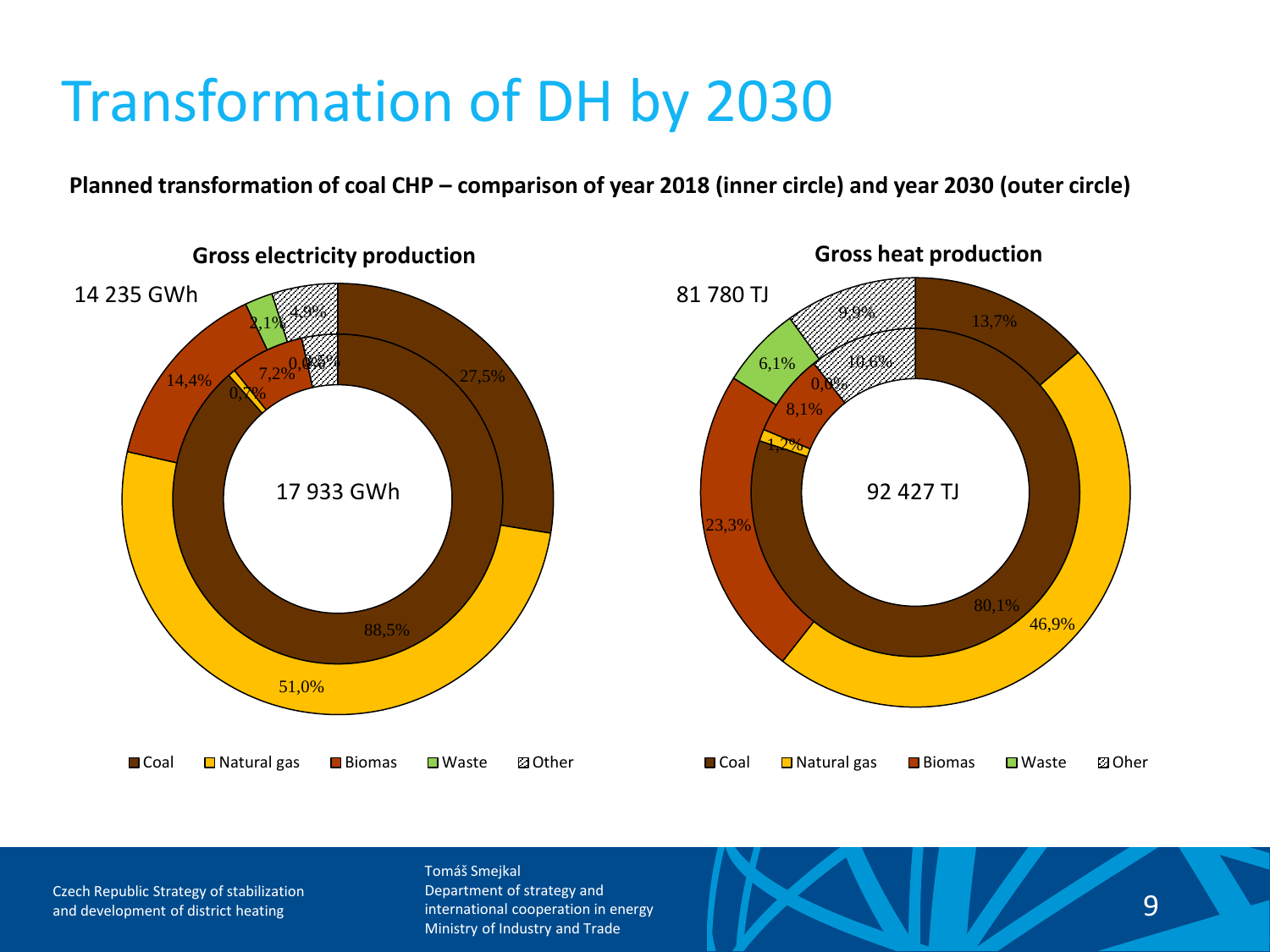# Transformation of DH by 2030

**Planned transformation of coal CHP – comparison of year 2018 (inner circle) and year 2030 (outer circle)**

**Gross electricity production**

14 235 GWh

17 933 GWh

| | 2018 (inner circle) | 2030 (outer circle) |
|---|---|---|
| Coal | 88,5% | 27,5% |
| Natural gas | 0,7% | 51,0% |
| Biomas | 7,2% | 14,4% |
| Waste | 0,0% | 2,1% |
| Other | 3,5% | 4,9% |

**Gross heat production**

81 780 TJ

92 427 TJ

| | 2018 (inner circle) | 2030 (outer circle) |
|---|---|---|
| Coal | 80,1% | 13,7% |
| Natural gas | 1,2% | 46,9% |
| Biomas | 8,1% | 23,3% |
| Waste | 0,0% | 6,1% |
| Oher | 10,6% | 9,9% |

Czech Republic Strategy of stabilization and development of district heating

Tomáš Smejkal
Department of strategy and international cooperation in energy
Ministry of Industry and Trade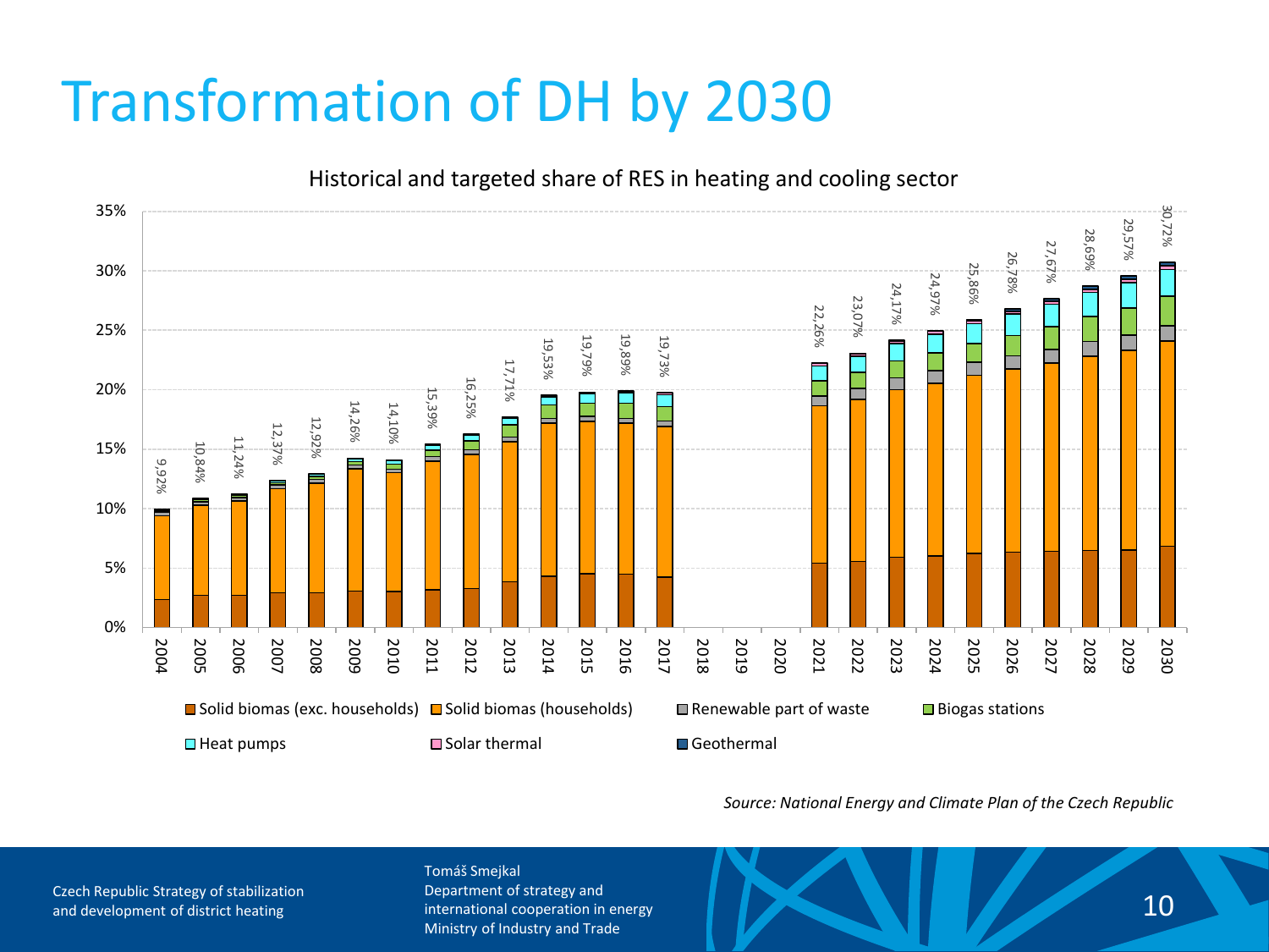# Transformation of DH by 2030

Historical and targeted share of RES in heating and cooling sector

| Year | Share of RES |
|---|---|
| 2004 | 9,92% |
| 2005 | 10,84% |
| 2006 | 11,24% |
| 2007 | 12,37% |
| 2008 | 12,92% |
| 2009 | 14,26% |
| 2010 | 14,10% |
| 2011 | 15,39% |
| 2012 | 16,25% |
| 2013 | 17,71% |
| 2014 | 19,53% |
| 2015 | 19,79% |
| 2016 | 19,89% |
| 2017 | 19,73% |
| 2018 | |
| 2019 | |
| 2020 | |
| 2021 | 22,26% |
| 2022 | 23,07% |
| 2023 | 24,17% |
| 2024 | 24,97% |
| 2025 | 25,86% |
| 2026 | 26,78% |
| 2027 | 27,67% |
| 2028 | 28,69% |
| 2029 | 29,57% |
| 2030 | 30,72% |

Legend: Solid biomas (exc. households), Solid biomas (households), Renewable part of waste, Biogas stations, Heat pumps, Solar thermal, Geothermal

*Source: National Energy and Climate Plan of the Czech Republic*

Czech Republic Strategy of stabilization and development of district heating

Tomáš Smejkal
Department of strategy and international cooperation in energy
Ministry of Industry and Trade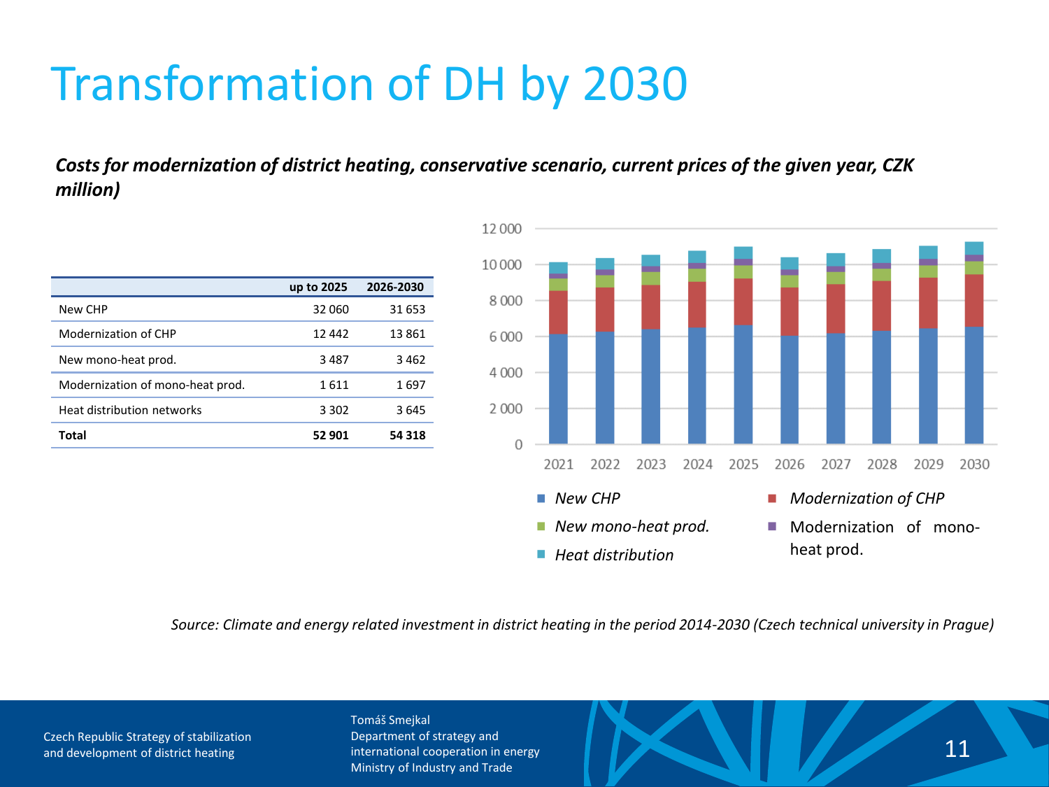# Transformation of DH by 2030

***Costs for modernization of district heating, conservative scenario, current prices of the given year, CZK million)***

| | up to 2025 | 2026-2030 |
|---|---|---|
| New CHP | 32 060 | 31 653 |
| Modernization of CHP | 12 442 | 13 861 |
| New mono-heat prod. | 3 487 | 3 462 |
| Modernization of mono-heat prod. | 1 611 | 1 697 |
| Heat distribution networks | 3 302 | 3 645 |
| **Total** | **52 901** | **54 318** |

*Source: Climate and energy related investment in district heating in the period 2014-2030 (Czech technical university in Prague)*

Czech Republic Strategy of stabilization and development of district heating

Tomáš Smejkal
Department of strategy and international cooperation in energy
Ministry of Industry and Trade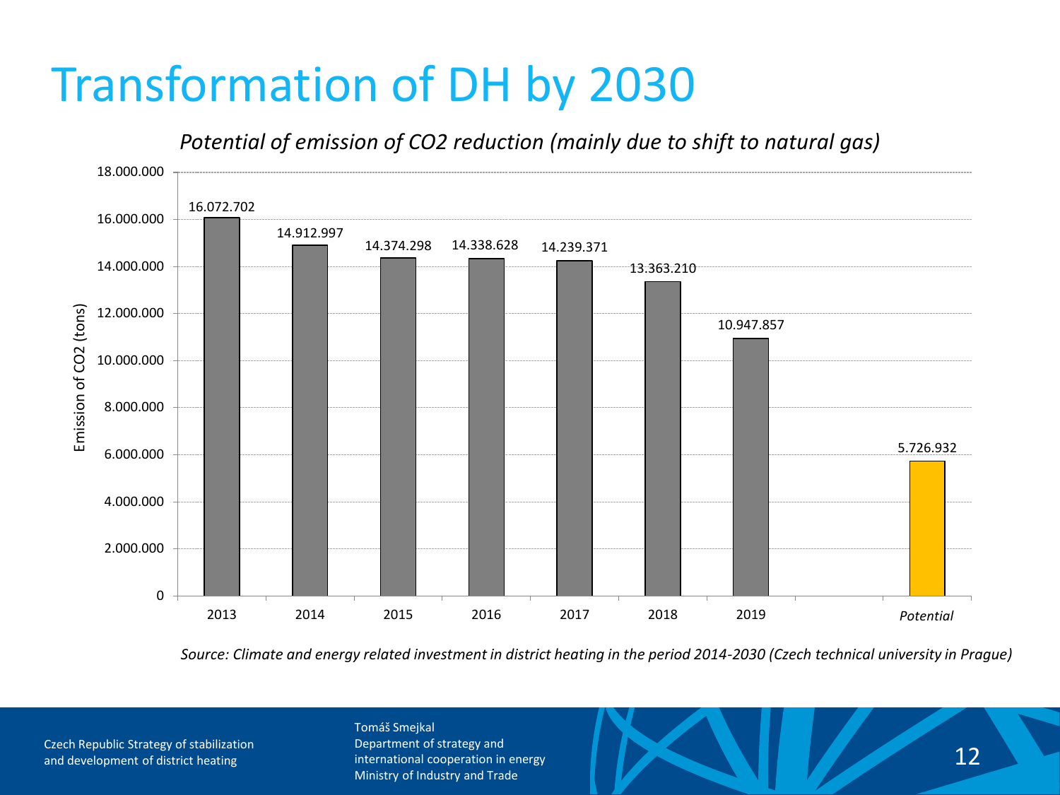# Transformation of DH by 2030

*Potential of emission of CO2 reduction (mainly due to shift to natural gas)*

| Year | Emission of CO2 (tons) |
|---|---|
| 2013 | 16.072.702 |
| 2014 | 14.912.997 |
| 2015 | 14.374.298 |
| 2016 | 14.338.628 |
| 2017 | 14.239.371 |
| 2018 | 13.363.210 |
| 2019 | 10.947.857 |
| *Potential* | 5.726.932 |

*Source: Climate and energy related investment in district heating in the period 2014-2030 (Czech technical university in Prague)*

Czech Republic Strategy of stabilization and development of district heating

Tomáš Smejkal
Department of strategy and international cooperation in energy
Ministry of Industry and Trade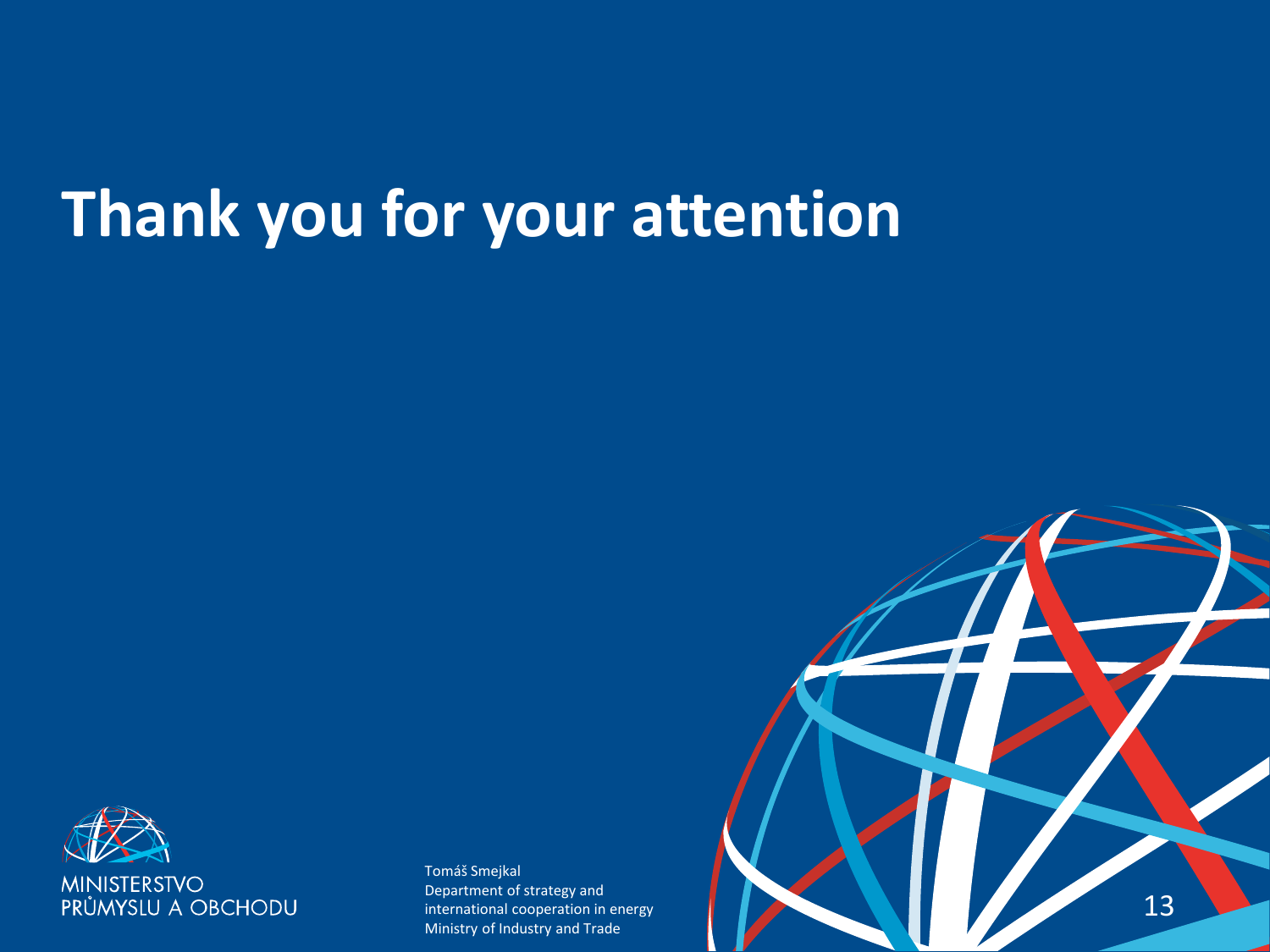# Thank you for your attention

MINISTERSTVO
PRŮMYSLU A OBCHODU

Tomáš Smejkal
Department of strategy and international cooperation in energy
Ministry of Industry and Trade